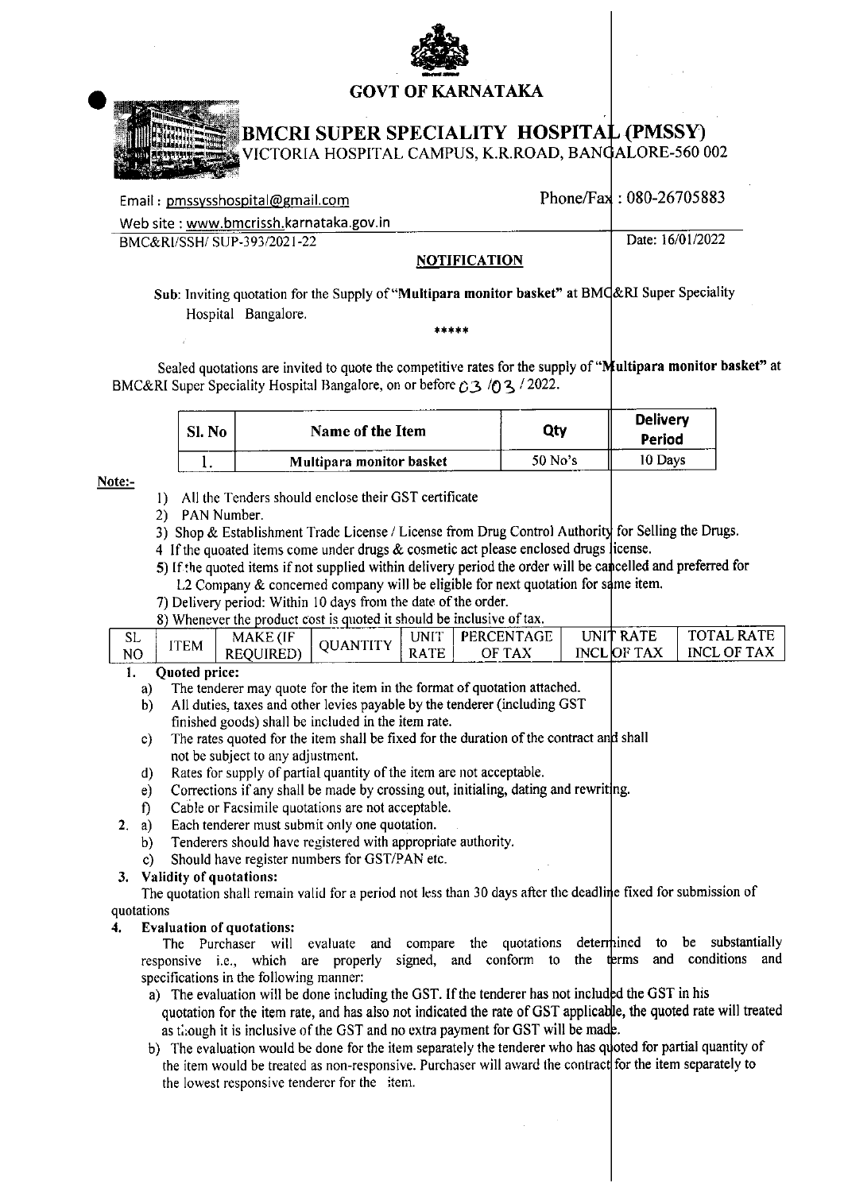# GOVT OF KARNATAKA

## BMCRI SUPER SPECIALITY HOSPITAL (PMSSY)

VICTORIA HOSPITAL CAMPUS, K.R.ROAD, BANGALORE-560 002

Email : pmssysshospital@gmail.com

Phone/Fax : 080-26705883

Web site : www.bmcrissh.karnataka.gov.in

BMC&RI/SSH/ SUP-393/2021-22

Date: 16/01/2022

**NOTIFICATION**

Sub: Inviting quotation for the Supply of "**Multipara monitor basket**" at BMC&RI Super Speciality Hospital Bangalore.

\*\*\*\*\*

Sealed quotations are invited to quote the competitive rates for the supply of "**Multipara monitor basket**" at BMC&RI Super Speciality Hospital Bangalore, on or before 03 /03 / 2022.

| Sl. No | Name of the Item | Qty | Delivery Period |
|---|---|---|---|
| 1. | **Multipara monitor basket** | 50 No's | 10 Days |

**Note:-**

1) All the Tenders should enclose their GST certificate
2) PAN Number.
3) Shop & Establishment Trade License / License from Drug Control Authority for Selling the Drugs.
4 If the quoted items come under drugs & cosmetic act please enclosed drugs license.
5) If the quoted items if not supplied within delivery period the order will be cancelled and preferred for L2 Company & concerned company will be eligible for next quotation for same item.
7) Delivery period: Within 10 days from the date of the order.
8) Whenever the product cost is quoted it should be inclusive of tax.

| SL NO | ITEM | MAKE (IF REQUIRED) | QUANTITY | UNIT RATE | PERCENTAGE OF TAX | UNIT RATE INCL OF TAX | TOTAL RATE INCL OF TAX |
|---|---|---|---|---|---|---|---|

1. **Quoted price:**
   a) The tenderer may quote for the item in the format of quotation attached.
   b) All duties, taxes and other levies payable by the tenderer (including GST finished goods) shall be included in the item rate.
   c) The rates quoted for the item shall be fixed for the duration of the contract and shall not be subject to any adjustment.
   d) Rates for supply of partial quantity of the item are not acceptable.
   e) Corrections if any shall be made by crossing out, initialing, dating and rewriting.
   f) Cable or Facsimile quotations are not acceptable.
2. a) Each tenderer must submit only one quotation.
   b) Tenderers should have registered with appropriate authority.
   c) Should have register numbers for GST/PAN etc.
3. **Validity of quotations:**
   The quotation shall remain valid for a period not less than 30 days after the deadline fixed for submission of quotations
4. **Evaluation of quotations:**
   The Purchaser will evaluate and compare the quotations determined to be substantially responsive i.e., which are properly signed, and conform to the terms and conditions and specifications in the following manner:
   a) The evaluation will be done including the GST. If the tenderer has not included the GST in his quotation for the item rate, and has also not indicated the rate of GST applicable, the quoted rate will treated as though it is inclusive of the GST and no extra payment for GST will be made.
   b) The evaluation would be done for the item separately the tenderer who has quoted for partial quantity of the item would be treated as non-responsive. Purchaser will award the contract for the item separately to the lowest responsive tenderer for the item.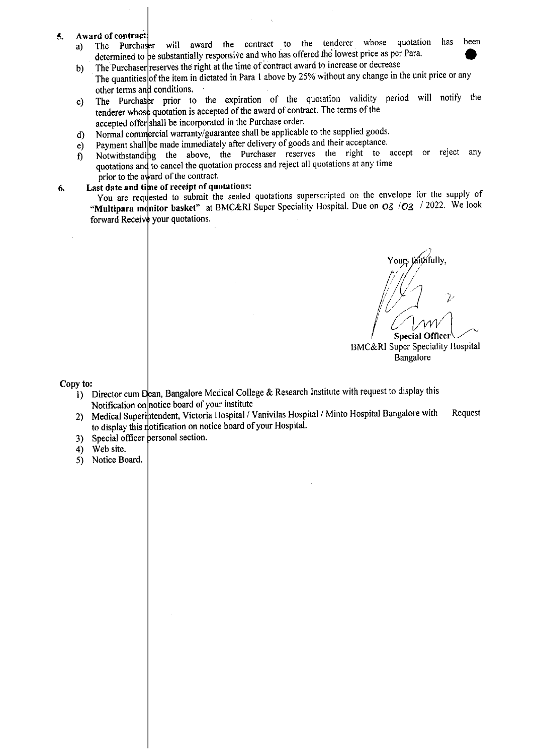5. **Award of contract:**
   a) The Purchaser will award the contract to the tenderer whose quotation has been determined to be substantially responsive and who has offered the lowest price as per Para.
   b) The Purchaser reserves the right at the time of contract award to increase or decrease The quantities of the item in dictated in Para 1 above by 25% without any change in the unit price or any other terms and conditions.
   c) The Purchaser prior to the expiration of the quotation validity period will notify the tenderer whose quotation is accepted of the award of contract. The terms of the accepted offer shall be incorporated in the Purchase order.
   d) Normal commercial warranty/guarantee shall be applicable to the supplied goods.
   e) Payment shall be made immediately after delivery of goods and their acceptance.
   f) Notwithstanding the above, the Purchaser reserves the right to accept or reject any quotations and to cancel the quotation process and reject all quotations at any time prior to the award of the contract.

6. **Last date and time of receipt of quotations:**
   You are requested to submit the sealed quotations superscripted on the envelope for the supply of **"Multipara monitor basket"** at BMC&RI Super Speciality Hospital. Due on 03 /03 / 2022. We look forward Receive your quotations.

Yours faithfully,

**Special Officer**
BMC&RI Super Speciality Hospital
Bangalore

**Copy to:**
1) Director cum Dean, Bangalore Medical College & Research Institute with request to display this Notification on notice board of your institute
2) Medical Superintendent, Victoria Hospital / Vanivilas Hospital / Minto Hospital Bangalore with Request to display this notification on notice board of your Hospital.
3) Special officer personal section.
4) Web site.
5) Notice Board.